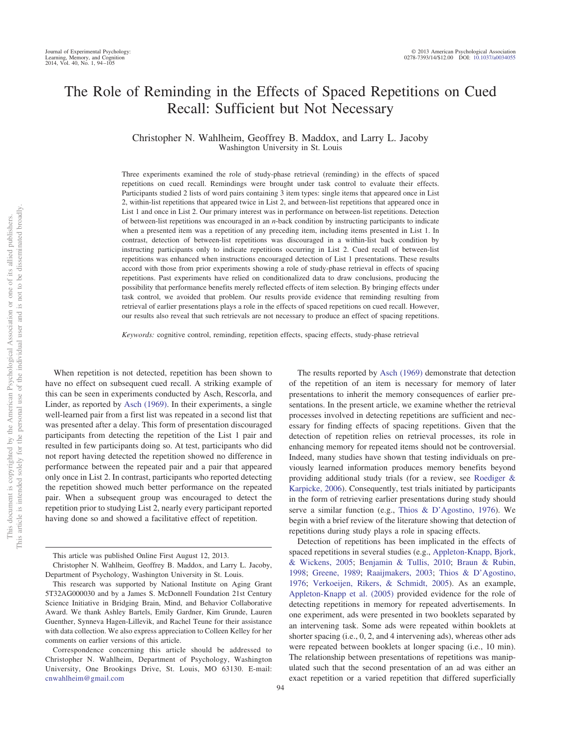# The Role of Reminding in the Effects of Spaced Repetitions on Cued Recall: Sufficient but Not Necessary

Christopher N. Wahlheim, Geoffrey B. Maddox, and Larry L. Jacoby
Washington University in St. Louis

Three experiments examined the role of study-phase retrieval (reminding) in the effects of spaced repetitions on cued recall. Remindings were brought under task control to evaluate their effects. Participants studied 2 lists of word pairs containing 3 item types: single items that appeared once in List 2, within-list repetitions that appeared twice in List 2, and between-list repetitions that appeared once in List 1 and once in List 2. Our primary interest was in performance on between-list repetitions. Detection of between-list repetitions was encouraged in an *n*-back condition by instructing participants to indicate when a presented item was a repetition of any preceding item, including items presented in List 1. In contrast, detection of between-list repetitions was discouraged in a within-list back condition by instructing participants only to indicate repetitions occurring in List 2. Cued recall of between-list repetitions was enhanced when instructions encouraged detection of List 1 presentations. These results accord with those from prior experiments showing a role of study-phase retrieval in effects of spacing repetitions. Past experiments have relied on conditionalized data to draw conclusions, producing the possibility that performance benefits merely reflected effects of item selection. By bringing effects under task control, we avoided that problem. Our results provide evidence that reminding resulting from retrieval of earlier presentations plays a role in the effects of spaced repetitions on cued recall. However, our results also reveal that such retrievals are not necessary to produce an effect of spacing repetitions.

*Keywords:* cognitive control, reminding, repetition effects, spacing effects, study-phase retrieval

When repetition is not detected, repetition has been shown to have no effect on subsequent cued recall. A striking example of this can be seen in experiments conducted by Asch, Rescorla, and Linder, as reported by Asch (1969). In their experiments, a single well-learned pair from a first list was repeated in a second list that was presented after a delay. This form of presentation discouraged participants from detecting the repetition of the List 1 pair and resulted in few participants doing so. At test, participants who did not report having detected the repetition showed no difference in performance between the repeated pair and a pair that appeared only once in List 2. In contrast, participants who reported detecting the repetition showed much better performance on the repeated pair. When a subsequent group was encouraged to detect the repetition prior to studying List 2, nearly every participant reported having done so and showed a facilitative effect of repetition.

The results reported by Asch (1969) demonstrate that detection of the repetition of an item is necessary for memory of later presentations to inherit the memory consequences of earlier presentations. In the present article, we examine whether the retrieval processes involved in detecting repetitions are sufficient and necessary for finding effects of spacing repetitions. Given that the detection of repetition relies on retrieval processes, its role in enhancing memory for repeated items should not be controversial. Indeed, many studies have shown that testing individuals on previously learned information produces memory benefits beyond providing additional study trials (for a review, see Roediger & Karpicke, 2006). Consequently, test trials initiated by participants in the form of retrieving earlier presentations during study should serve a similar function (e.g., Thios & D'Agostino, 1976). We begin with a brief review of the literature showing that detection of repetitions during study plays a role in spacing effects.

Detection of repetitions has been implicated in the effects of spaced repetitions in several studies (e.g., Appleton-Knapp, Bjork, & Wickens, 2005; Benjamin & Tullis, 2010; Braun & Rubin, 1998; Greene, 1989; Raaijmakers, 2003; Thios & D'Agostino, 1976; Verkoeijen, Rikers, & Schmidt, 2005). As an example, Appleton-Knapp et al. (2005) provided evidence for the role of detecting repetitions in memory for repeated advertisements. In one experiment, ads were presented in two booklets separated by an intervening task. Some ads were repeated within booklets at shorter spacing (i.e., 0, 2, and 4 intervening ads), whereas other ads were repeated between booklets at longer spacing (i.e., 10 min). The relationship between presentations of repetitions was manipulated such that the second presentation of an ad was either an exact repetition or a varied repetition that differed superficially

---

This article was published Online First August 12, 2013.

Christopher N. Wahlheim, Geoffrey B. Maddox, and Larry L. Jacoby, Department of Psychology, Washington University in St. Louis.

This research was supported by National Institute on Aging Grant 5T32AG000030 and by a James S. McDonnell Foundation 21st Century Science Initiative in Bridging Brain, Mind, and Behavior Collaborative Award. We thank Ashley Bartels, Emily Gardner, Kim Grunde, Lauren Guenther, Synneva Hagen-Lillevik, and Rachel Teune for their assistance with data collection. We also express appreciation to Colleen Kelley for her comments on earlier versions of this article.

Correspondence concerning this article should be addressed to Christopher N. Wahlheim, Department of Psychology, Washington University, One Brookings Drive, St. Louis, MO 63130. E-mail: cnwahlheim@gmail.com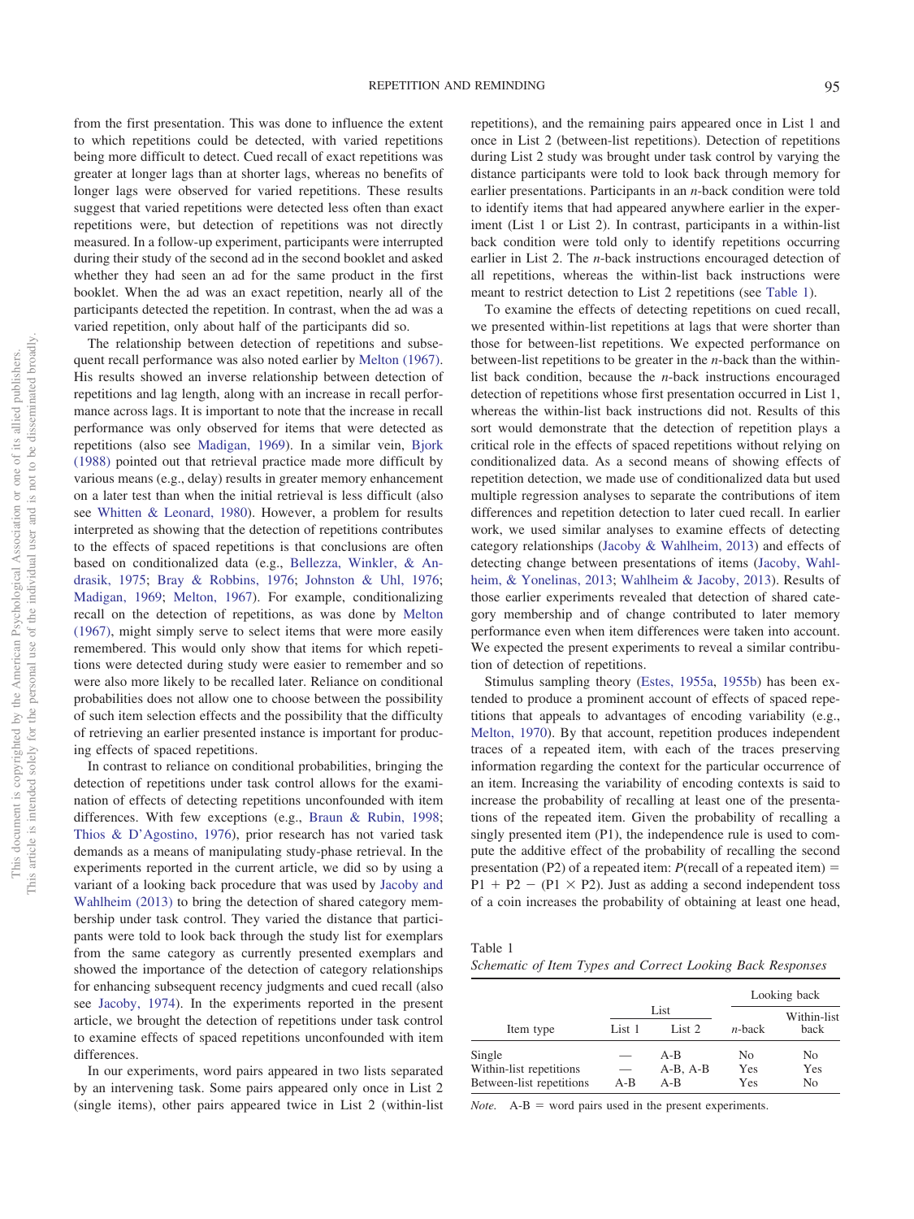from the first presentation. This was done to influence the extent to which repetitions could be detected, with varied repetitions being more difficult to detect. Cued recall of exact repetitions was greater at longer lags than at shorter lags, whereas no benefits of longer lags were observed for varied repetitions. These results suggest that varied repetitions were detected less often than exact repetitions were, but detection of repetitions was not directly measured. In a follow-up experiment, participants were interrupted during their study of the second ad in the second booklet and asked whether they had seen an ad for the same product in the first booklet. When the ad was an exact repetition, nearly all of the participants detected the repetition. In contrast, when the ad was a varied repetition, only about half of the participants did so.

The relationship between detection of repetitions and subsequent recall performance was also noted earlier by Melton (1967). His results showed an inverse relationship between detection of repetitions and lag length, along with an increase in recall performance across lags. It is important to note that the increase in recall performance was only observed for items that were detected as repetitions (also see Madigan, 1969). In a similar vein, Bjork (1988) pointed out that retrieval practice made more difficult by various means (e.g., delay) results in greater memory enhancement on a later test than when the initial retrieval is less difficult (also see Whitten & Leonard, 1980). However, a problem for results interpreted as showing that the detection of repetitions contributes to the effects of spaced repetitions is that conclusions are often based on conditionalized data (e.g., Bellezza, Winkler, & Andrasik, 1975; Bray & Robbins, 1976; Johnston & Uhl, 1976; Madigan, 1969; Melton, 1967). For example, conditionalizing recall on the detection of repetitions, as was done by Melton (1967), might simply serve to select items that were more easily remembered. This would only show that items for which repetitions were detected during study were easier to remember and so were also more likely to be recalled later. Reliance on conditional probabilities does not allow one to choose between the possibility of such item selection effects and the possibility that the difficulty of retrieving an earlier presented instance is important for producing effects of spaced repetitions.

In contrast to reliance on conditional probabilities, bringing the detection of repetitions under task control allows for the examination of effects of detecting repetitions unconfounded with item differences. With few exceptions (e.g., Braun & Rubin, 1998; Thios & D'Agostino, 1976), prior research has not varied task demands as a means of manipulating study-phase retrieval. In the experiments reported in the current article, we did so by using a variant of a looking back procedure that was used by Jacoby and Wahlheim (2013) to bring the detection of shared category membership under task control. They varied the distance that participants were told to look back through the study list for exemplars from the same category as currently presented exemplars and showed the importance of the detection of category relationships for enhancing subsequent recency judgments and cued recall (also see Jacoby, 1974). In the experiments reported in the present article, we brought the detection of repetitions under task control to examine effects of spaced repetitions unconfounded with item differences.

In our experiments, word pairs appeared in two lists separated by an intervening task. Some pairs appeared only once in List 2 (single items), other pairs appeared twice in List 2 (within-list repetitions), and the remaining pairs appeared once in List 1 and once in List 2 (between-list repetitions). Detection of repetitions during List 2 study was brought under task control by varying the distance participants were told to look back through memory for earlier presentations. Participants in an *n*-back condition were told to identify items that had appeared anywhere earlier in the experiment (List 1 or List 2). In contrast, participants in a within-list back condition were told only to identify repetitions occurring earlier in List 2. The *n*-back instructions encouraged detection of all repetitions, whereas the within-list back instructions were meant to restrict detection to List 2 repetitions (see Table 1).

To examine the effects of detecting repetitions on cued recall, we presented within-list repetitions at lags that were shorter than those for between-list repetitions. We expected performance on between-list repetitions to be greater in the *n*-back than the within-list back condition, because the *n*-back instructions encouraged detection of repetitions whose first presentation occurred in List 1, whereas the within-list back instructions did not. Results of this sort would demonstrate that the detection of repetition plays a critical role in the effects of spaced repetitions without relying on conditionalized data. As a second means of showing effects of repetition detection, we made use of conditionalized data but used multiple regression analyses to separate the contributions of item differences and repetition detection to later cued recall. In earlier work, we used similar analyses to examine effects of detecting category relationships (Jacoby & Wahlheim, 2013) and effects of detecting change between presentations of items (Jacoby, Wahlheim, & Yonelinas, 2013; Wahlheim & Jacoby, 2013). Results of those earlier experiments revealed that detection of shared category membership and of change contributed to later memory performance even when item differences were taken into account. We expected the present experiments to reveal a similar contribution of detection of repetitions.

Stimulus sampling theory (Estes, 1955a, 1955b) has been extended to produce a prominent account of effects of spaced repetitions that appeals to advantages of encoding variability (e.g., Melton, 1970). By that account, repetition produces independent traces of a repeated item, with each of the traces preserving information regarding the context for the particular occurrence of an item. Increasing the variability of encoding contexts is said to increase the probability of recalling at least one of the presentations of the repeated item. Given the probability of recalling a singly presented item (P1), the independence rule is used to compute the additive effect of the probability of recalling the second presentation (P2) of a repeated item: $P(\text{recall of a repeated item}) = \text{P1} + \text{P2} - (\text{P1} \times \text{P2})$. Just as adding a second independent toss of a coin increases the probability of obtaining at least one head,

Table 1
*Schematic of Item Types and Correct Looking Back Responses*

| Item type | List | | Looking back | |
|---|---|---|---|---|
| | List 1 | List 2 | *n*-back | Within-list back |
| Single | — | A-B | No | No |
| Within-list repetitions | — | A-B, A-B | Yes | Yes |
| Between-list repetitions | A-B | A-B | Yes | No |

*Note.* A-B = word pairs used in the present experiments.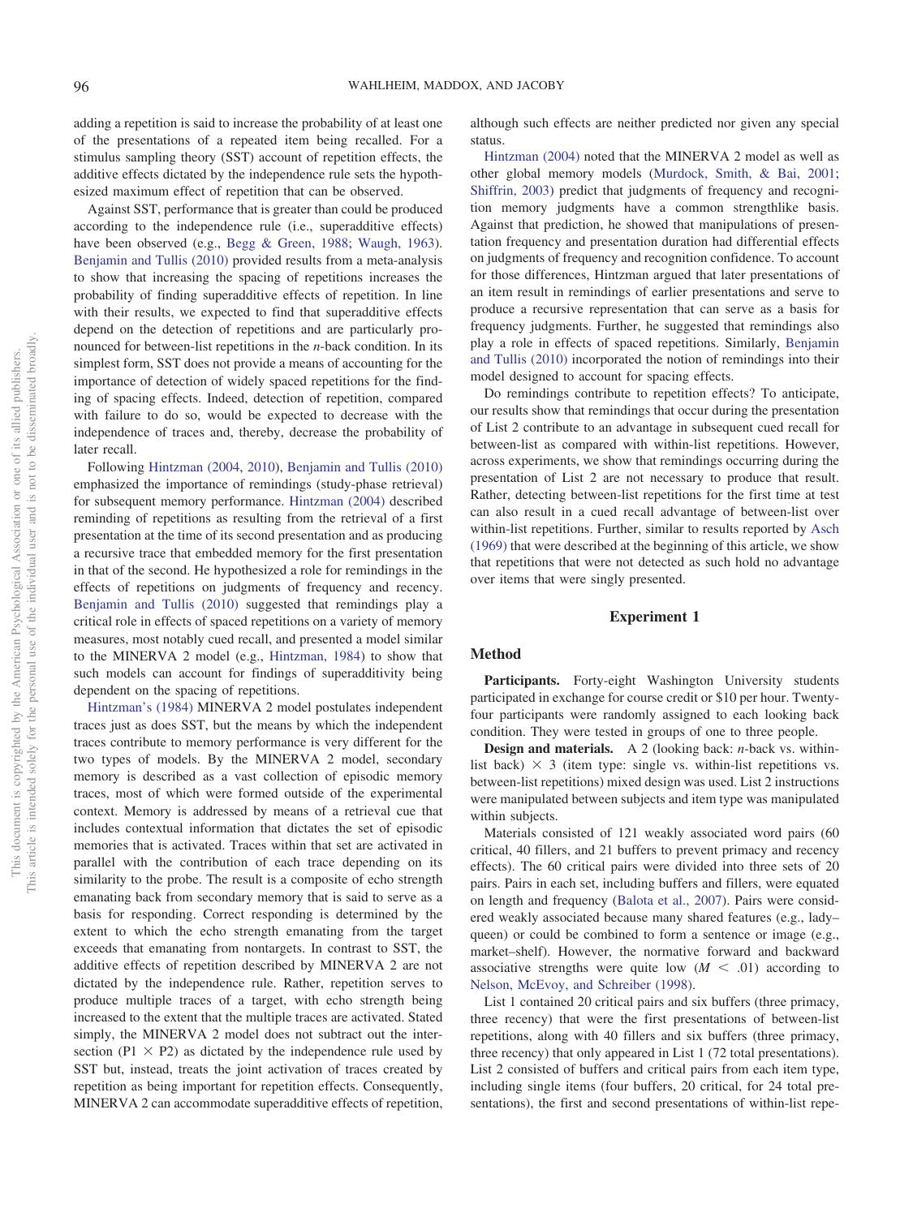adding a repetition is said to increase the probability of at least one of the presentations of a repeated item being recalled. For a stimulus sampling theory (SST) account of repetition effects, the additive effects dictated by the independence rule sets the hypothesized maximum effect of repetition that can be observed.

Against SST, performance that is greater than could be produced according to the independence rule (i.e., superadditive effects) have been observed (e.g., Begg & Green, 1988; Waugh, 1963). Benjamin and Tullis (2010) provided results from a meta-analysis to show that increasing the spacing of repetitions increases the probability of finding superadditive effects of repetition. In line with their results, we expected to find that superadditive effects depend on the detection of repetitions and are particularly pronounced for between-list repetitions in the *n*-back condition. In its simplest form, SST does not provide a means of accounting for the importance of detection of widely spaced repetitions for the finding of spacing effects. Indeed, detection of repetition, compared with failure to do so, would be expected to decrease with the independence of traces and, thereby, decrease the probability of later recall.

Following Hintzman (2004, 2010), Benjamin and Tullis (2010) emphasized the importance of remindings (study-phase retrieval) for subsequent memory performance. Hintzman (2004) described reminding of repetitions as resulting from the retrieval of a first presentation at the time of its second presentation and as producing a recursive trace that embedded memory for the first presentation in that of the second. He hypothesized a role for remindings in the effects of repetitions on judgments of frequency and recency. Benjamin and Tullis (2010) suggested that remindings play a critical role in effects of spaced repetitions on a variety of memory measures, most notably cued recall, and presented a model similar to the MINERVA 2 model (e.g., Hintzman, 1984) to show that such models can account for findings of superadditivity being dependent on the spacing of repetitions.

Hintzman's (1984) MINERVA 2 model postulates independent traces just as does SST, but the means by which the independent traces contribute to memory performance is very different for the two types of models. By the MINERVA 2 model, secondary memory is described as a vast collection of episodic memory traces, most of which were formed outside of the experimental context. Memory is addressed by means of a retrieval cue that includes contextual information that dictates the set of episodic memories that is activated. Traces within that set are activated in parallel with the contribution of each trace depending on its similarity to the probe. The result is a composite of echo strength emanating back from secondary memory that is said to serve as a basis for responding. Correct responding is determined by the extent to which the echo strength emanating from the target exceeds that emanating from nontargets. In contrast to SST, the additive effects of repetition described by MINERVA 2 are not dictated by the independence rule. Rather, repetition serves to produce multiple traces of a target, with echo strength being increased to the extent that the multiple traces are activated. Stated simply, the MINERVA 2 model does not subtract out the intersection ($P1 \times P2$) as dictated by the independence rule used by SST but, instead, treats the joint activation of traces created by repetition as being important for repetition effects. Consequently, MINERVA 2 can accommodate superadditive effects of repetition, although such effects are neither predicted nor given any special status.

Hintzman (2004) noted that the MINERVA 2 model as well as other global memory models (Murdock, Smith, & Bai, 2001; Shiffrin, 2003) predict that judgments of frequency and recognition memory judgments have a common strengthlike basis. Against that prediction, he showed that manipulations of presentation frequency and presentation duration had differential effects on judgments of frequency and recognition confidence. To account for those differences, Hintzman argued that later presentations of an item result in remindings of earlier presentations and serve to produce a recursive representation that can serve as a basis for frequency judgments. Further, he suggested that remindings also play a role in effects of spaced repetitions. Similarly, Benjamin and Tullis (2010) incorporated the notion of remindings into their model designed to account for spacing effects.

Do remindings contribute to repetition effects? To anticipate, our results show that remindings that occur during the presentation of List 2 contribute to an advantage in subsequent cued recall for between-list as compared with within-list repetitions. However, across experiments, we show that remindings occurring during the presentation of List 2 are not necessary to produce that result. Rather, detecting between-list repetitions for the first time at test can also result in a cued recall advantage of between-list over within-list repetitions. Further, similar to results reported by Asch (1969) that were described at the beginning of this article, we show that repetitions that were not detected as such hold no advantage over items that were singly presented.

## Experiment 1

### Method

**Participants.** Forty-eight Washington University students participated in exchange for course credit or $10 per hour. Twenty-four participants were randomly assigned to each looking back condition. They were tested in groups of one to three people.

**Design and materials.** A 2 (looking back: *n*-back vs. within-list back) $\times$ 3 (item type: single vs. within-list repetitions vs. between-list repetitions) mixed design was used. List 2 instructions were manipulated between subjects and item type was manipulated within subjects.

Materials consisted of 121 weakly associated word pairs (60 critical, 40 fillers, and 21 buffers to prevent primacy and recency effects). The 60 critical pairs were divided into three sets of 20 pairs. Pairs in each set, including buffers and fillers, were equated on length and frequency (Balota et al., 2007). Pairs were considered weakly associated because many shared features (e.g., lady–queen) or could be combined to form a sentence or image (e.g., market–shelf). However, the normative forward and backward associative strengths were quite low ($M < .01$) according to Nelson, McEvoy, and Schreiber (1998).

List 1 contained 20 critical pairs and six buffers (three primacy, three recency) that were the first presentations of between-list repetitions, along with 40 fillers and six buffers (three primacy, three recency) that only appeared in List 1 (72 total presentations). List 2 consisted of buffers and critical pairs from each item type, including single items (four buffers, 20 critical, for 24 total presentations), the first and second presentations of within-list repe-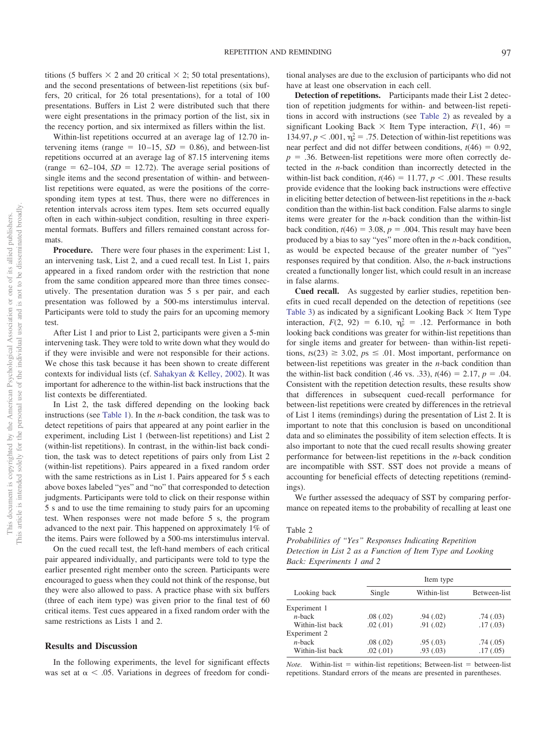titions (5 buffers × 2 and 20 critical × 2; 50 total presentations), and the second presentations of between-list repetitions (six buffers, 20 critical, for 26 total presentations), for a total of 100 presentations. Buffers in List 2 were distributed such that there were eight presentations in the primacy portion of the list, six in the recency portion, and six intermixed as fillers within the list.

Within-list repetitions occurred at an average lag of 12.70 intervening items (range = 10–15, $SD$ = 0.86), and between-list repetitions occurred at an average lag of 87.15 intervening items (range = 62–104, $SD$ = 12.72). The average serial positions of single items and the second presentation of within- and between-list repetitions were equated, as were the positions of the corresponding item types at test. Thus, there were no differences in retention intervals across item types. Item sets occurred equally often in each within-subject condition, resulting in three experimental formats. Buffers and fillers remained constant across formats.

**Procedure.** There were four phases in the experiment: List 1, an intervening task, List 2, and a cued recall test. In List 1, pairs appeared in a fixed random order with the restriction that none from the same condition appeared more than three times consecutively. The presentation duration was 5 s per pair, and each presentation was followed by a 500-ms interstimulus interval. Participants were told to study the pairs for an upcoming memory test.

After List 1 and prior to List 2, participants were given a 5-min intervening task. They were told to write down what they would do if they were invisible and were not responsible for their actions. We chose this task because it has been shown to create different contexts for individual lists (cf. Sahakyan & Kelley, 2002). It was important for adherence to the within-list back instructions that the list contexts be differentiated.

In List 2, the task differed depending on the looking back instructions (see Table 1). In the *n*-back condition, the task was to detect repetitions of pairs that appeared at any point earlier in the experiment, including List 1 (between-list repetitions) and List 2 (within-list repetitions). In contrast, in the within-list back condition, the task was to detect repetitions of pairs only from List 2 (within-list repetitions). Pairs appeared in a fixed random order with the same restrictions as in List 1. Pairs appeared for 5 s each above boxes labeled "yes" and "no" that corresponded to detection judgments. Participants were told to click on their response within 5 s and to use the time remaining to study pairs for an upcoming test. When responses were not made before 5 s, the program advanced to the next pair. This happened on approximately 1% of the items. Pairs were followed by a 500-ms interstimulus interval.

On the cued recall test, the left-hand members of each critical pair appeared individually, and participants were told to type the earlier presented right member onto the screen. Participants were encouraged to guess when they could not think of the response, but they were also allowed to pass. A practice phase with six buffers (three of each item type) was given prior to the final test of 60 critical items. Test cues appeared in a fixed random order with the same restrictions as Lists 1 and 2.

## Results and Discussion

In the following experiments, the level for significant effects was set at $\alpha < .05$. Variations in degrees of freedom for conditional analyses are due to the exclusion of participants who did not have at least one observation in each cell.

**Detection of repetitions.** Participants made their List 2 detection of repetition judgments for within- and between-list repetitions in accord with instructions (see Table 2) as revealed by a significant Looking Back × Item Type interaction, $F(1, 46) = 134.97$, $p < .001$, $\eta_p^2 = .75$. Detection of within-list repetitions was near perfect and did not differ between conditions, $t(46) = 0.92$, $p = .36$. Between-list repetitions were more often correctly detected in the *n*-back condition than incorrectly detected in the within-list back condition, $t(46) = 11.77$, $p < .001$. These results provide evidence that the looking back instructions were effective in eliciting better detection of between-list repetitions in the *n*-back condition than the within-list back condition. False alarms to single items were greater for the *n*-back condition than the within-list back condition, $t(46) = 3.08$, $p = .004$. This result may have been produced by a bias to say "yes" more often in the *n*-back condition, as would be expected because of the greater number of "yes" responses required by that condition. Also, the *n*-back instructions created a functionally longer list, which could result in an increase in false alarms.

**Cued recall.** As suggested by earlier studies, repetition benefits in cued recall depended on the detection of repetitions (see Table 3) as indicated by a significant Looking Back × Item Type interaction, $F(2, 92) = 6.10$, $\eta_p^2 = .12$. Performance in both looking back conditions was greater for within-list repetitions than for single items and greater for between- than within-list repetitions, $ts(23) \geq 3.02$, $ps \leq .01$. Most important, performance on between-list repetitions was greater in the *n*-back condition than the within-list back condition (.46 vs. .33), $t(46) = 2.17$, $p = .04$. Consistent with the repetition detection results, these results show that differences in subsequent cued-recall performance for between-list repetitions were created by differences in the retrieval of List 1 items (remindings) during the presentation of List 2. It is important to note that this conclusion is based on unconditional data and so eliminates the possibility of item selection effects. It is also important to note that the cued recall results showing greater performance for between-list repetitions in the *n*-back condition are incompatible with SST. SST does not provide a means of accounting for beneficial effects of detecting repetitions (remindings).

We further assessed the adequacy of SST by comparing performance on repeated items to the probability of recalling at least one

Table 2
*Probabilities of "Yes" Responses Indicating Repetition Detection in List 2 as a Function of Item Type and Looking Back: Experiments 1 and 2*

| Looking back | Item type | | |
|---|---|---|---|
| | Single | Within-list | Between-list |
| Experiment 1 | | | |
| *n*-back | .08 (.02) | .94 (.02) | .74 (.03) |
| Within-list back | .02 (.01) | .91 (.02) | .17 (.03) |
| Experiment 2 | | | |
| *n*-back | .08 (.02) | .95 (.03) | .74 (.05) |
| Within-list back | .02 (.01) | .93 (.03) | .17 (.05) |

*Note.* Within-list = within-list repetitions; Between-list = between-list repetitions. Standard errors of the means are presented in parentheses.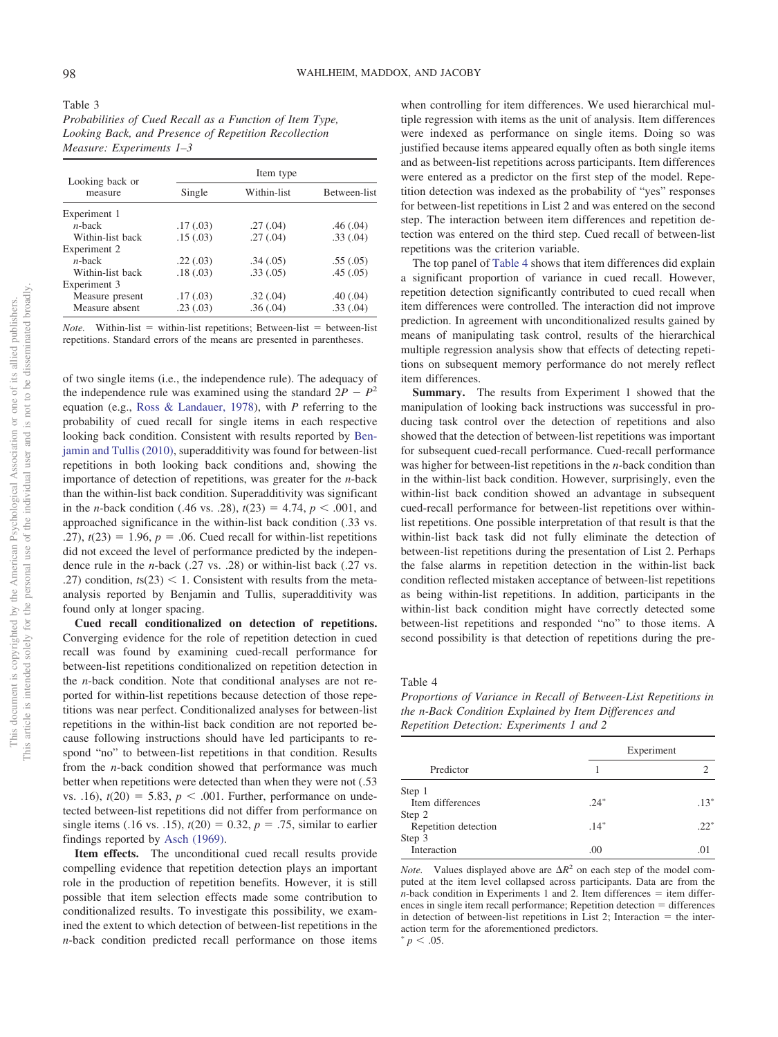Table 3
*Probabilities of Cued Recall as a Function of Item Type, Looking Back, and Presence of Repetition Recollection Measure: Experiments 1–3*

| Looking back or measure | Item type | | |
|---|---|---|---|
| | Single | Within-list | Between-list |
| Experiment 1 | | | |
| *n*-back | .17 (.03) | .27 (.04) | .46 (.04) |
| Within-list back | .15 (.03) | .27 (.04) | .33 (.04) |
| Experiment 2 | | | |
| *n*-back | .22 (.03) | .34 (.05) | .55 (.05) |
| Within-list back | .18 (.03) | .33 (.05) | .45 (.05) |
| Experiment 3 | | | |
| Measure present | .17 (.03) | .32 (.04) | .40 (.04) |
| Measure absent | .23 (.03) | .36 (.04) | .33 (.04) |

*Note.* Within-list = within-list repetitions; Between-list = between-list repetitions. Standard errors of the means are presented in parentheses.

of two single items (i.e., the independence rule). The adequacy of the independence rule was examined using the standard $2P - P^2$ equation (e.g., Ross & Landauer, 1978), with *P* referring to the probability of cued recall for single items in each respective looking back condition. Consistent with results reported by Benjamin and Tullis (2010), superadditivity was found for between-list repetitions in both looking back conditions and, showing the importance of detection of repetitions, was greater for the *n*-back than the within-list back condition. Superadditivity was significant in the *n*-back condition (.46 vs. .28), $t(23) = 4.74$, $p < .001$, and approached significance in the within-list back condition (.33 vs. .27), $t(23) = 1.96$, $p = .06$. Cued recall for within-list repetitions did not exceed the level of performance predicted by the independence rule in the *n*-back (.27 vs. .28) or within-list back (.27 vs. .27) condition, $ts(23) < 1$. Consistent with results from the meta-analysis reported by Benjamin and Tullis, superadditivity was found only at longer spacing.

**Cued recall conditionalized on detection of repetitions.** Converging evidence for the role of repetition detection in cued recall was found by examining cued-recall performance for between-list repetitions conditionalized on repetition detection in the *n*-back condition. Note that conditional analyses are not reported for within-list repetitions because detection of those repetitions was near perfect. Conditionalized analyses for between-list repetitions in the within-list back condition are not reported because following instructions should have led participants to respond "no" to between-list repetitions in that condition. Results from the *n*-back condition showed that performance was much better when repetitions were detected than when they were not (.53 vs. .16), $t(20) = 5.83$, $p < .001$. Further, performance on undetected between-list repetitions did not differ from performance on single items (.16 vs. .15), $t(20) = 0.32$, $p = .75$, similar to earlier findings reported by Asch (1969).

**Item effects.** The unconditional cued recall results provide compelling evidence that repetition detection plays an important role in the production of repetition benefits. However, it is still possible that item selection effects made some contribution to conditionalized results. To investigate this possibility, we examined the extent to which detection of between-list repetitions in the *n*-back condition predicted recall performance on those items when controlling for item differences. We used hierarchical multiple regression with items as the unit of analysis. Item differences were indexed as performance on single items. Doing so was justified because items appeared equally often as both single items and as between-list repetitions across participants. Item differences were entered as a predictor on the first step of the model. Repetition detection was indexed as the probability of "yes" responses for between-list repetitions in List 2 and was entered on the second step. The interaction between item differences and repetition detection was entered on the third step. Cued recall of between-list repetitions was the criterion variable.

The top panel of Table 4 shows that item differences did explain a significant proportion of variance in cued recall. However, repetition detection significantly contributed to cued recall when item differences were controlled. The interaction did not improve prediction. In agreement with unconditionalized results gained by means of manipulating task control, results of the hierarchical multiple regression analysis show that effects of detecting repetitions on subsequent memory performance do not merely reflect item differences.

**Summary.** The results from Experiment 1 showed that the manipulation of looking back instructions was successful in producing task control over the detection of repetitions and also showed that the detection of between-list repetitions was important for subsequent cued-recall performance. Cued-recall performance was higher for between-list repetitions in the *n*-back condition than in the within-list back condition. However, surprisingly, even the within-list back condition showed an advantage in subsequent cued-recall performance for between-list repetitions over within-list repetitions. One possible interpretation of that result is that the within-list back task did not fully eliminate the detection of between-list repetitions during the presentation of List 2. Perhaps the false alarms in repetition detection in the within-list back condition reflected mistaken acceptance of between-list repetitions as being within-list repetitions. In addition, participants in the within-list back condition might have correctly detected some between-list repetitions and responded "no" to those items. A second possibility is that detection of repetitions during the pre-

Table 4
*Proportions of Variance in Recall of Between-List Repetitions in the n-Back Condition Explained by Item Differences and Repetition Detection: Experiments 1 and 2*

| Predictor | Experiment | |
|---|---|---|
| | 1 | 2 |
| Step 1 | | |
| Item differences | .24* | .13* |
| Step 2 | | |
| Repetition detection | .14* | .22* |
| Step 3 | | |
| Interaction | .00 | .01 |

*Note.* Values displayed above are $\Delta R^2$ on each step of the model computed at the item level collapsed across participants. Data are from the *n*-back condition in Experiments 1 and 2. Item differences = item differences in single item recall performance; Repetition detection = differences in detection of between-list repetitions in List 2; Interaction = the interaction term for the aforementioned predictors.
* $p < .05$.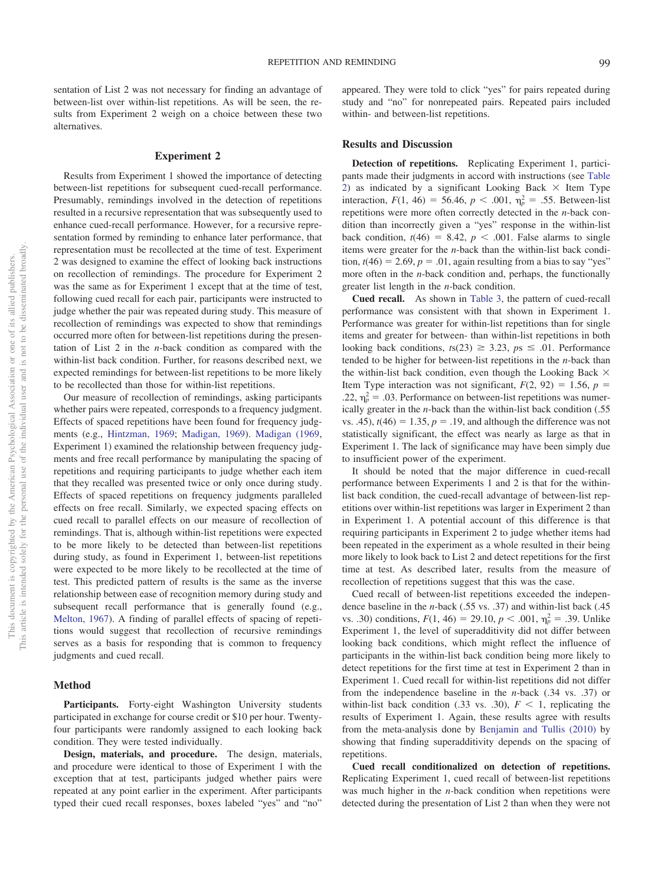sentation of List 2 was not necessary for finding an advantage of between-list over within-list repetitions. As will be seen, the results from Experiment 2 weigh on a choice between these two alternatives.

## Experiment 2

Results from Experiment 1 showed the importance of detecting between-list repetitions for subsequent cued-recall performance. Presumably, remindings involved in the detection of repetitions resulted in a recursive representation that was subsequently used to enhance cued-recall performance. However, for a recursive representation formed by reminding to enhance later performance, that representation must be recollected at the time of test. Experiment 2 was designed to examine the effect of looking back instructions on recollection of remindings. The procedure for Experiment 2 was the same as for Experiment 1 except that at the time of test, following cued recall for each pair, participants were instructed to judge whether the pair was repeated during study. This measure of recollection of remindings was expected to show that remindings occurred more often for between-list repetitions during the presentation of List 2 in the *n*-back condition as compared with the within-list back condition. Further, for reasons described next, we expected remindings for between-list repetitions to be more likely to be recollected than those for within-list repetitions.

Our measure of recollection of remindings, asking participants whether pairs were repeated, corresponds to a frequency judgment. Effects of spaced repetitions have been found for frequency judgments (e.g., Hintzman, 1969; Madigan, 1969). Madigan (1969, Experiment 1) examined the relationship between frequency judgments and free recall performance by manipulating the spacing of repetitions and requiring participants to judge whether each item that they recalled was presented twice or only once during study. Effects of spaced repetitions on frequency judgments paralleled effects on free recall. Similarly, we expected spacing effects on cued recall to parallel effects on our measure of recollection of remindings. That is, although within-list repetitions were expected to be more likely to be detected than between-list repetitions during study, as found in Experiment 1, between-list repetitions were expected to be more likely to be recollected at the time of test. This predicted pattern of results is the same as the inverse relationship between ease of recognition memory during study and subsequent recall performance that is generally found (e.g., Melton, 1967). A finding of parallel effects of spacing of repetitions would suggest that recollection of recursive remindings serves as a basis for responding that is common to frequency judgments and cued recall.

### Method

**Participants.** Forty-eight Washington University students participated in exchange for course credit or $10 per hour. Twenty-four participants were randomly assigned to each looking back condition. They were tested individually.

**Design, materials, and procedure.** The design, materials, and procedure were identical to those of Experiment 1 with the exception that at test, participants judged whether pairs were repeated at any point earlier in the experiment. After participants typed their cued recall responses, boxes labeled "yes" and "no" appeared. They were told to click "yes" for pairs repeated during study and "no" for nonrepeated pairs. Repeated pairs included within- and between-list repetitions.

### Results and Discussion

**Detection of repetitions.** Replicating Experiment 1, participants made their judgments in accord with instructions (see Table 2) as indicated by a significant Looking Back × Item Type interaction, $F(1, 46) = 56.46$, $p < .001$, $\eta_p^2 = .55$. Between-list repetitions were more often correctly detected in the *n*-back condition than incorrectly given a "yes" response in the within-list back condition, $t(46) = 8.42$, $p < .001$. False alarms to single items were greater for the *n*-back than the within-list back condition, $t(46) = 2.69$, $p = .01$, again resulting from a bias to say "yes" more often in the *n*-back condition and, perhaps, the functionally greater list length in the *n*-back condition.

**Cued recall.** As shown in Table 3, the pattern of cued-recall performance was consistent with that shown in Experiment 1. Performance was greater for within-list repetitions than for single items and greater for between- than within-list repetitions in both looking back conditions, $ts(23) \geq 3.23$, $ps \leq .01$. Performance tended to be higher for between-list repetitions in the *n*-back than the within-list back condition, even though the Looking Back × Item Type interaction was not significant, $F(2, 92) = 1.56$, $p = .22$, $\eta_p^2 = .03$. Performance on between-list repetitions was numerically greater in the *n*-back than the within-list back condition (.55 vs. .45), $t(46) = 1.35$, $p = .19$, and although the difference was not statistically significant, the effect was nearly as large as that in Experiment 1. The lack of significance may have been simply due to insufficient power of the experiment.

It should be noted that the major difference in cued-recall performance between Experiments 1 and 2 is that for the within-list back condition, the cued-recall advantage of between-list repetitions over within-list repetitions was larger in Experiment 2 than in Experiment 1. A potential account of this difference is that requiring participants in Experiment 2 to judge whether items had been repeated in the experiment as a whole resulted in their being more likely to look back to List 2 and detect repetitions for the first time at test. As described later, results from the measure of recollection of repetitions suggest that this was the case.

Cued recall of between-list repetitions exceeded the independence baseline in the *n*-back (.55 vs. .37) and within-list back (.45 vs. .30) conditions, $F(1, 46) = 29.10$, $p < .001$, $\eta_p^2 = .39$. Unlike Experiment 1, the level of superadditivity did not differ between looking back conditions, which might reflect the influence of participants in the within-list back condition being more likely to detect repetitions for the first time at test in Experiment 2 than in Experiment 1. Cued recall for within-list repetitions did not differ from the independence baseline in the *n*-back (.34 vs. .37) or within-list back condition (.33 vs. .30), $F < 1$, replicating the results of Experiment 1. Again, these results agree with results from the meta-analysis done by Benjamin and Tullis (2010) by showing that finding superadditivity depends on the spacing of repetitions.

**Cued recall conditionalized on detection of repetitions.** Replicating Experiment 1, cued recall of between-list repetitions was much higher in the *n*-back condition when repetitions were detected during the presentation of List 2 than when they were not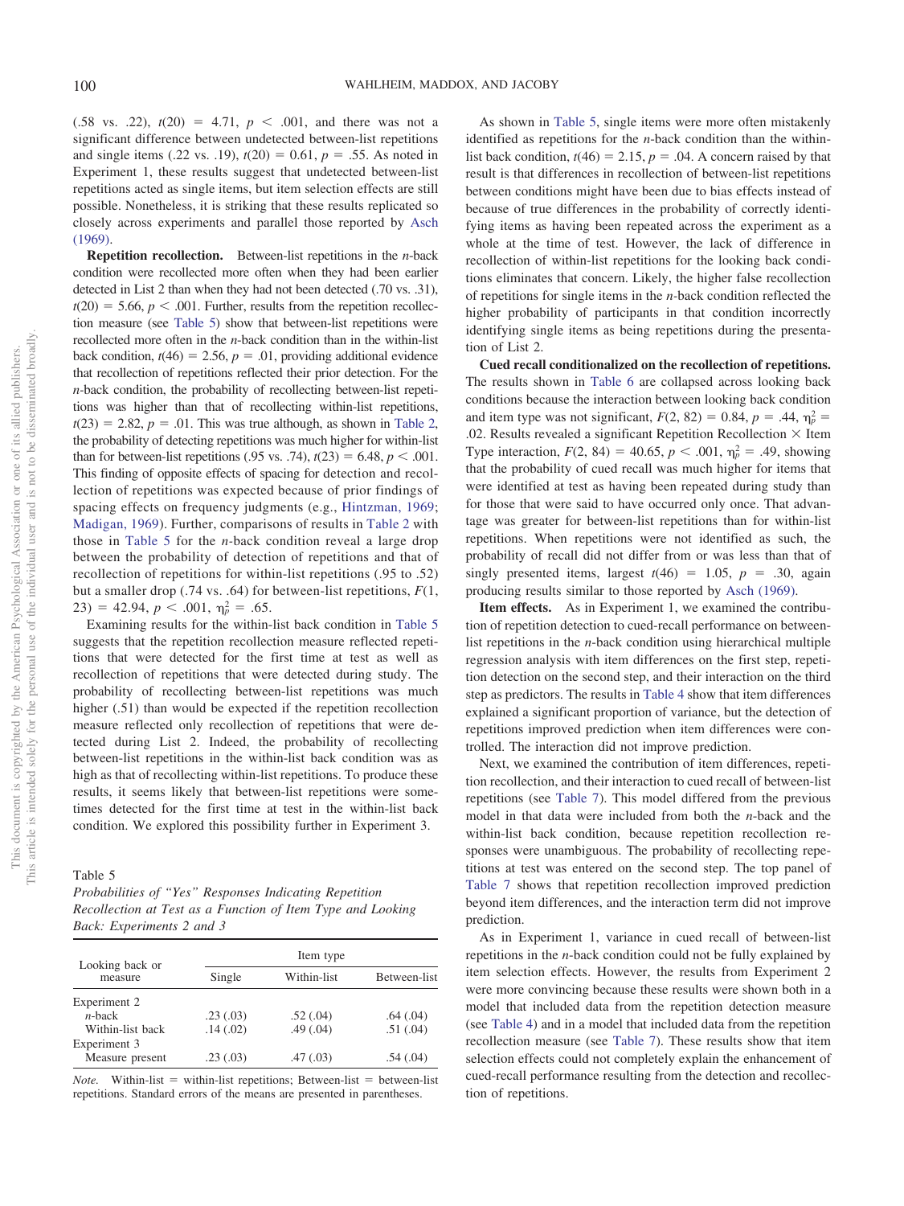(.58 vs. .22), $t(20) = 4.71$, $p < .001$, and there was not a significant difference between undetected between-list repetitions and single items (.22 vs. .19), $t(20) = 0.61$, $p = .55$. As noted in Experiment 1, these results suggest that undetected between-list repetitions acted as single items, but item selection effects are still possible. Nonetheless, it is striking that these results replicated so closely across experiments and parallel those reported by Asch (1969).

**Repetition recollection.** Between-list repetitions in the *n*-back condition were recollected more often when they had been earlier detected in List 2 than when they had not been detected (.70 vs. .31), $t(20) = 5.66$, $p < .001$. Further, results from the repetition recollection measure (see Table 5) show that between-list repetitions were recollected more often in the *n*-back condition than in the within-list back condition, $t(46) = 2.56$, $p = .01$, providing additional evidence that recollection of repetitions reflected their prior detection. For the *n*-back condition, the probability of recollecting between-list repetitions was higher than that of recollecting within-list repetitions, $t(23) = 2.82$, $p = .01$. This was true although, as shown in Table 2, the probability of detecting repetitions was much higher for within-list than for between-list repetitions (.95 vs. .74), $t(23) = 6.48$, $p < .001$. This finding of opposite effects of spacing for detection and recollection of repetitions was expected because of prior findings of spacing effects on frequency judgments (e.g., Hintzman, 1969; Madigan, 1969). Further, comparisons of results in Table 2 with those in Table 5 for the *n*-back condition reveal a large drop between the probability of detection of repetitions and that of recollection of repetitions for within-list repetitions (.95 to .52) but a smaller drop (.74 vs. .64) for between-list repetitions, $F(1, 23) = 42.94$, $p < .001$, $\eta_p^2 = .65$.

Examining results for the within-list back condition in Table 5 suggests that the repetition recollection measure reflected repetitions that were detected for the first time at test as well as recollection of repetitions that were detected during study. The probability of recollecting between-list repetitions was much higher (.51) than would be expected if the repetition recollection measure reflected only recollection of repetitions that were detected during List 2. Indeed, the probability of recollecting between-list repetitions in the within-list back condition was as high as that of recollecting within-list repetitions. To produce these results, it seems likely that between-list repetitions were sometimes detected for the first time at test in the within-list back condition. We explored this possibility further in Experiment 3.

Table 5
*Probabilities of "Yes" Responses Indicating Repetition Recollection at Test as a Function of Item Type and Looking Back: Experiments 2 and 3*

| Looking back or measure | Item type | | |
|---|---|---|---|
| | Single | Within-list | Between-list |
| Experiment 2 | | | |
| *n*-back | .23 (.03) | .52 (.04) | .64 (.04) |
| Within-list back | .14 (.02) | .49 (.04) | .51 (.04) |
| Experiment 3 | | | |
| Measure present | .23 (.03) | .47 (.03) | .54 (.04) |

*Note.* Within-list = within-list repetitions; Between-list = between-list repetitions. Standard errors of the means are presented in parentheses.

As shown in Table 5, single items were more often mistakenly identified as repetitions for the *n*-back condition than the within-list back condition, $t(46) = 2.15$, $p = .04$. A concern raised by that result is that differences in recollection of between-list repetitions between conditions might have been due to bias effects instead of because of true differences in the probability of correctly identifying items as having been repeated across the experiment as a whole at the time of test. However, the lack of difference in recollection of within-list repetitions for the looking back conditions eliminates that concern. Likely, the higher false recollection of repetitions for single items in the *n*-back condition reflected the higher probability of participants in that condition incorrectly identifying single items as being repetitions during the presentation of List 2.

**Cued recall conditionalized on the recollection of repetitions.** The results shown in Table 6 are collapsed across looking back conditions because the interaction between looking back condition and item type was not significant, $F(2, 82) = 0.84$, $p = .44$, $\eta_p^2 = .02$. Results revealed a significant Repetition Recollection × Item Type interaction, $F(2, 84) = 40.65$, $p < .001$, $\eta_p^2 = .49$, showing that the probability of cued recall was much higher for items that were identified at test as having been repeated during study than for those that were said to have occurred only once. That advantage was greater for between-list repetitions than for within-list repetitions. When repetitions were not identified as such, the probability of recall did not differ from or was less than that of singly presented items, largest $t(46) = 1.05$, $p = .30$, again producing results similar to those reported by Asch (1969).

**Item effects.** As in Experiment 1, we examined the contribution of repetition detection to cued-recall performance on between-list repetitions in the *n*-back condition using hierarchical multiple regression analysis with item differences on the first step, repetition detection on the second step, and their interaction on the third step as predictors. The results in Table 4 show that item differences explained a significant proportion of variance, but the detection of repetitions improved prediction when item differences were controlled. The interaction did not improve prediction.

Next, we examined the contribution of item differences, repetition recollection, and their interaction to cued recall of between-list repetitions (see Table 7). This model differed from the previous model in that data were included from both the *n*-back and the within-list back condition, because repetition recollection responses were unambiguous. The probability of recollecting repetitions at test was entered on the second step. The top panel of Table 7 shows that repetition recollection improved prediction beyond item differences, and the interaction term did not improve prediction.

As in Experiment 1, variance in cued recall of between-list repetitions in the *n*-back condition could not be fully explained by item selection effects. However, the results from Experiment 2 were more convincing because these results were shown both in a model that included data from the repetition detection measure (see Table 4) and in a model that included data from the repetition recollection measure (see Table 7). These results show that item selection effects could not completely explain the enhancement of cued-recall performance resulting from the detection and recollection of repetitions.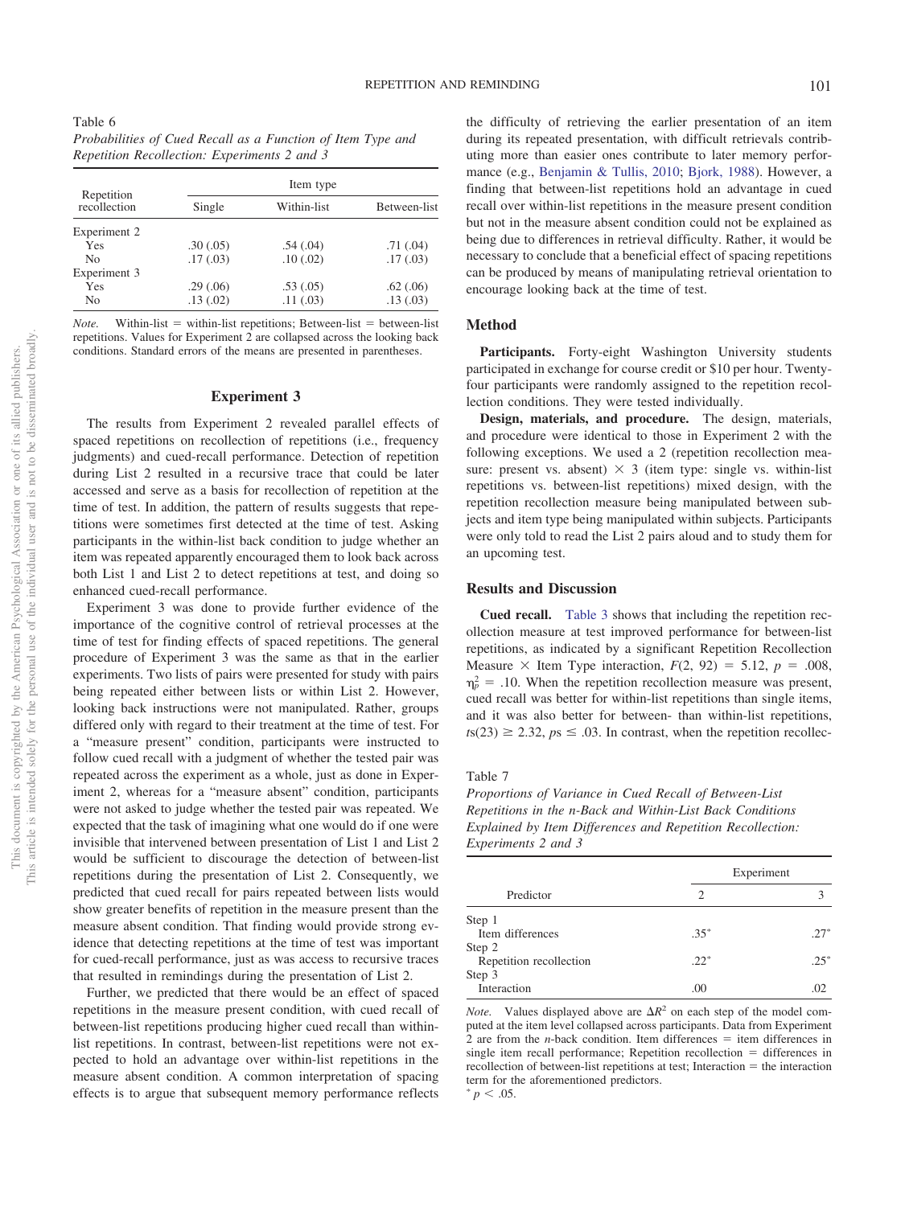Table 6
*Probabilities of Cued Recall as a Function of Item Type and Repetition Recollection: Experiments 2 and 3*

| Repetition recollection | Item type | | |
|---|---|---|---|
| | Single | Within-list | Between-list |
| Experiment 2 | | | |
| Yes | .30 (.05) | .54 (.04) | .71 (.04) |
| No | .17 (.03) | .10 (.02) | .17 (.03) |
| Experiment 3 | | | |
| Yes | .29 (.06) | .53 (.05) | .62 (.06) |
| No | .13 (.02) | .11 (.03) | .13 (.03) |

*Note.* Within-list = within-list repetitions; Between-list = between-list repetitions. Values for Experiment 2 are collapsed across the looking back conditions. Standard errors of the means are presented in parentheses.

## Experiment 3

The results from Experiment 2 revealed parallel effects of spaced repetitions on recollection of repetitions (i.e., frequency judgments) and cued-recall performance. Detection of repetition during List 2 resulted in a recursive trace that could be later accessed and serve as a basis for recollection of repetition at the time of test. In addition, the pattern of results suggests that repetitions were sometimes first detected at the time of test. Asking participants in the within-list back condition to judge whether an item was repeated apparently encouraged them to look back across both List 1 and List 2 to detect repetitions at test, and doing so enhanced cued-recall performance.

Experiment 3 was done to provide further evidence of the importance of the cognitive control of retrieval processes at the time of test for finding effects of spaced repetitions. The general procedure of Experiment 3 was the same as that in the earlier experiments. Two lists of pairs were presented for study with pairs being repeated either between lists or within List 2. However, looking back instructions were not manipulated. Rather, groups differed only with regard to their treatment at the time of test. For a "measure present" condition, participants were instructed to follow cued recall with a judgment of whether the tested pair was repeated across the experiment as a whole, just as done in Experiment 2, whereas for a "measure absent" condition, participants were not asked to judge whether the tested pair was repeated. We expected that the task of imagining what one would do if one were invisible that intervened between presentation of List 1 and List 2 would be sufficient to discourage the detection of between-list repetitions during the presentation of List 2. Consequently, we predicted that cued recall for pairs repeated between lists would show greater benefits of repetition in the measure present than the measure absent condition. That finding would provide strong evidence that detecting repetitions at the time of test was important for cued-recall performance, just as was access to recursive traces that resulted in remindings during the presentation of List 2.

Further, we predicted that there would be an effect of spaced repetitions in the measure present condition, with cued recall of between-list repetitions producing higher cued recall than within-list repetitions. In contrast, between-list repetitions were not expected to hold an advantage over within-list repetitions in the measure absent condition. A common interpretation of spacing effects is to argue that subsequent memory performance reflects the difficulty of retrieving the earlier presentation of an item during its repeated presentation, with difficult retrievals contributing more than easier ones contribute to later memory performance (e.g., Benjamin & Tullis, 2010; Bjork, 1988). However, a finding that between-list repetitions hold an advantage in cued recall over within-list repetitions in the measure present condition but not in the measure absent condition could not be explained as being due to differences in retrieval difficulty. Rather, it would be necessary to conclude that a beneficial effect of spacing repetitions can be produced by means of manipulating retrieval orientation to encourage looking back at the time of test.

### Method

**Participants.** Forty-eight Washington University students participated in exchange for course credit or $10 per hour. Twenty-four participants were randomly assigned to the repetition recollection conditions. They were tested individually.

**Design, materials, and procedure.** The design, materials, and procedure were identical to those in Experiment 2 with the following exceptions. We used a 2 (repetition recollection measure: present vs. absent) × 3 (item type: single vs. within-list repetitions vs. between-list repetitions) mixed design, with the repetition recollection measure being manipulated between subjects and item type being manipulated within subjects. Participants were only told to read the List 2 pairs aloud and to study them for an upcoming test.

### Results and Discussion

**Cued recall.** Table 3 shows that including the repetition recollection measure at test improved performance for between-list repetitions, as indicated by a significant Repetition Recollection Measure × Item Type interaction, $F(2, 92) = 5.12$, $p = .008$, $\eta_p^2 = .10$. When the repetition recollection measure was present, cued recall was better for within-list repetitions than single items, and it was also better for between- than within-list repetitions, $ts(23) \geq 2.32$, $ps \leq .03$. In contrast, when the repetition recollec-

Table 7
*Proportions of Variance in Cued Recall of Between-List Repetitions in the n-Back and Within-List Back Conditions Explained by Item Differences and Repetition Recollection: Experiments 2 and 3*

| Predictor | Experiment | |
|---|---|---|
| | 2 | 3 |
| Step 1 | | |
| Item differences | .35* | .27* |
| Step 2 | | |
| Repetition recollection | .22* | .25* |
| Step 3 | | |
| Interaction | .00 | .02 |

*Note.* Values displayed above are $\Delta R^2$ on each step of the model computed at the item level collapsed across participants. Data from Experiment 2 are from the *n*-back condition. Item differences = item differences in single item recall performance; Repetition recollection = differences in recollection of between-list repetitions at test; Interaction = the interaction term for the aforementioned predictors.
* $p < .05$.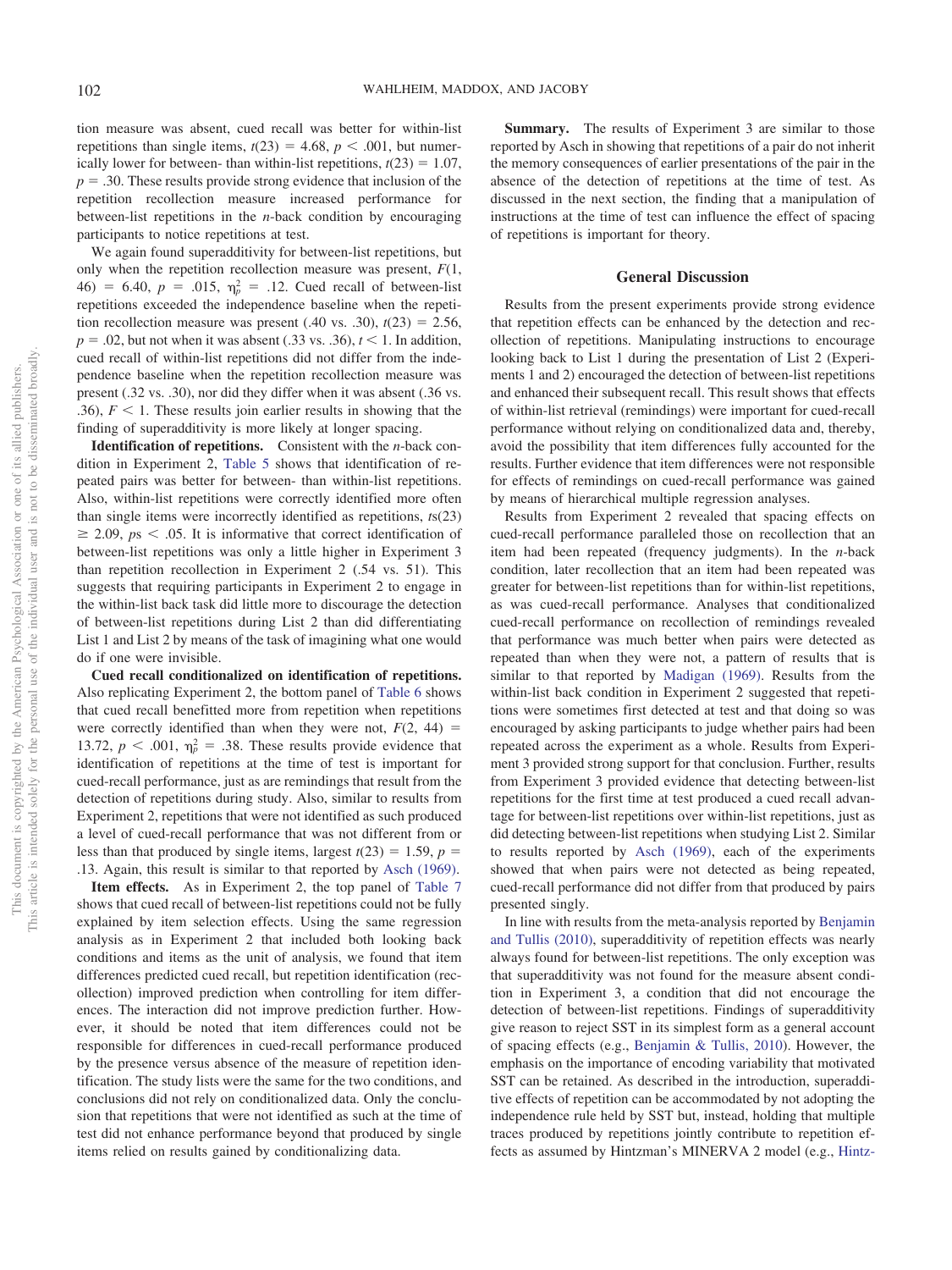tion measure was absent, cued recall was better for within-list repetitions than single items, $t(23) = 4.68$, $p < .001$, but numerically lower for between- than within-list repetitions, $t(23) = 1.07$, $p = .30$. These results provide strong evidence that inclusion of the repetition recollection measure increased performance for between-list repetitions in the *n*-back condition by encouraging participants to notice repetitions at test.

We again found superadditivity for between-list repetitions, but only when the repetition recollection measure was present, $F(1, 46) = 6.40$, $p = .015$, $\eta_p^2 = .12$. Cued recall of between-list repetitions exceeded the independence baseline when the repetition recollection measure was present (.40 vs. .30), $t(23) = 2.56$, $p = .02$, but not when it was absent (.33 vs. .36), $t < 1$. In addition, cued recall of within-list repetitions did not differ from the independence baseline when the repetition recollection measure was present (.32 vs. .30), nor did they differ when it was absent (.36 vs. .36), $F < 1$. These results join earlier results in showing that the finding of superadditivity is more likely at longer spacing.

**Identification of repetitions.** Consistent with the *n*-back condition in Experiment 2, Table 5 shows that identification of repeated pairs was better for between- than within-list repetitions. Also, within-list repetitions were correctly identified more often than single items were incorrectly identified as repetitions, $ts(23) \geq 2.09$, $ps < .05$. It is informative that correct identification of between-list repetitions was only a little higher in Experiment 3 than repetition recollection in Experiment 2 (.54 vs. 51). This suggests that requiring participants in Experiment 2 to engage in the within-list back task did little more to discourage the detection of between-list repetitions during List 2 than did differentiating List 1 and List 2 by means of the task of imagining what one would do if one were invisible.

**Cued recall conditionalized on identification of repetitions.** Also replicating Experiment 2, the bottom panel of Table 6 shows that cued recall benefitted more from repetition when repetitions were correctly identified than when they were not, $F(2, 44) = 13.72$, $p < .001$, $\eta_p^2 = .38$. These results provide evidence that identification of repetitions at the time of test is important for cued-recall performance, just as are remindings that result from the detection of repetitions during study. Also, similar to results from Experiment 2, repetitions that were not identified as such produced a level of cued-recall performance that was not different from or less than that produced by single items, largest $t(23) = 1.59$, $p = .13$. Again, this result is similar to that reported by Asch (1969).

**Item effects.** As in Experiment 2, the top panel of Table 7 shows that cued recall of between-list repetitions could not be fully explained by item selection effects. Using the same regression analysis as in Experiment 2 that included both looking back conditions and items as the unit of analysis, we found that item differences predicted cued recall, but repetition identification (recollection) improved prediction when controlling for item differences. The interaction did not improve prediction further. However, it should be noted that item differences could not be responsible for differences in cued-recall performance produced by the presence versus absence of the measure of repetition identification. The study lists were the same for the two conditions, and conclusions did not rely on conditionalized data. Only the conclusion that repetitions that were not identified as such at the time of test did not enhance performance beyond that produced by single items relied on results gained by conditionalizing data.

**Summary.** The results of Experiment 3 are similar to those reported by Asch in showing that repetitions of a pair do not inherit the memory consequences of earlier presentations of the pair in the absence of the detection of repetitions at the time of test. As discussed in the next section, the finding that a manipulation of instructions at the time of test can influence the effect of spacing of repetitions is important for theory.

## General Discussion

Results from the present experiments provide strong evidence that repetition effects can be enhanced by the detection and recollection of repetitions. Manipulating instructions to encourage looking back to List 1 during the presentation of List 2 (Experiments 1 and 2) encouraged the detection of between-list repetitions and enhanced their subsequent recall. This result shows that effects of within-list retrieval (remindings) were important for cued-recall performance without relying on conditionalized data and, thereby, avoid the possibility that item differences fully accounted for the results. Further evidence that item differences were not responsible for effects of remindings on cued-recall performance was gained by means of hierarchical multiple regression analyses.

Results from Experiment 2 revealed that spacing effects on cued-recall performance paralleled those on recollection that an item had been repeated (frequency judgments). In the *n*-back condition, later recollection that an item had been repeated was greater for between-list repetitions than for within-list repetitions, as was cued-recall performance. Analyses that conditionalized cued-recall performance on recollection of remindings revealed that performance was much better when pairs were detected as repeated than when they were not, a pattern of results that is similar to that reported by Madigan (1969). Results from the within-list back condition in Experiment 2 suggested that repetitions were sometimes first detected at test and that doing so was encouraged by asking participants to judge whether pairs had been repeated across the experiment as a whole. Results from Experiment 3 provided strong support for that conclusion. Further, results from Experiment 3 provided evidence that detecting between-list repetitions for the first time at test produced a cued recall advantage for between-list repetitions over within-list repetitions, just as did detecting between-list repetitions when studying List 2. Similar to results reported by Asch (1969), each of the experiments showed that when pairs were not detected as being repeated, cued-recall performance did not differ from that produced by pairs presented singly.

In line with results from the meta-analysis reported by Benjamin and Tullis (2010), superadditivity of repetition effects was nearly always found for between-list repetitions. The only exception was that superadditivity was not found for the measure absent condition in Experiment 3, a condition that did not encourage the detection of between-list repetitions. Findings of superadditivity give reason to reject SST in its simplest form as a general account of spacing effects (e.g., Benjamin & Tullis, 2010). However, the emphasis on the importance of encoding variability that motivated SST can be retained. As described in the introduction, superadditive effects of repetition can be accommodated by not adopting the independence rule held by SST but, instead, holding that multiple traces produced by repetitions jointly contribute to repetition effects as assumed by Hintzman's MINERVA 2 model (e.g., Hintz-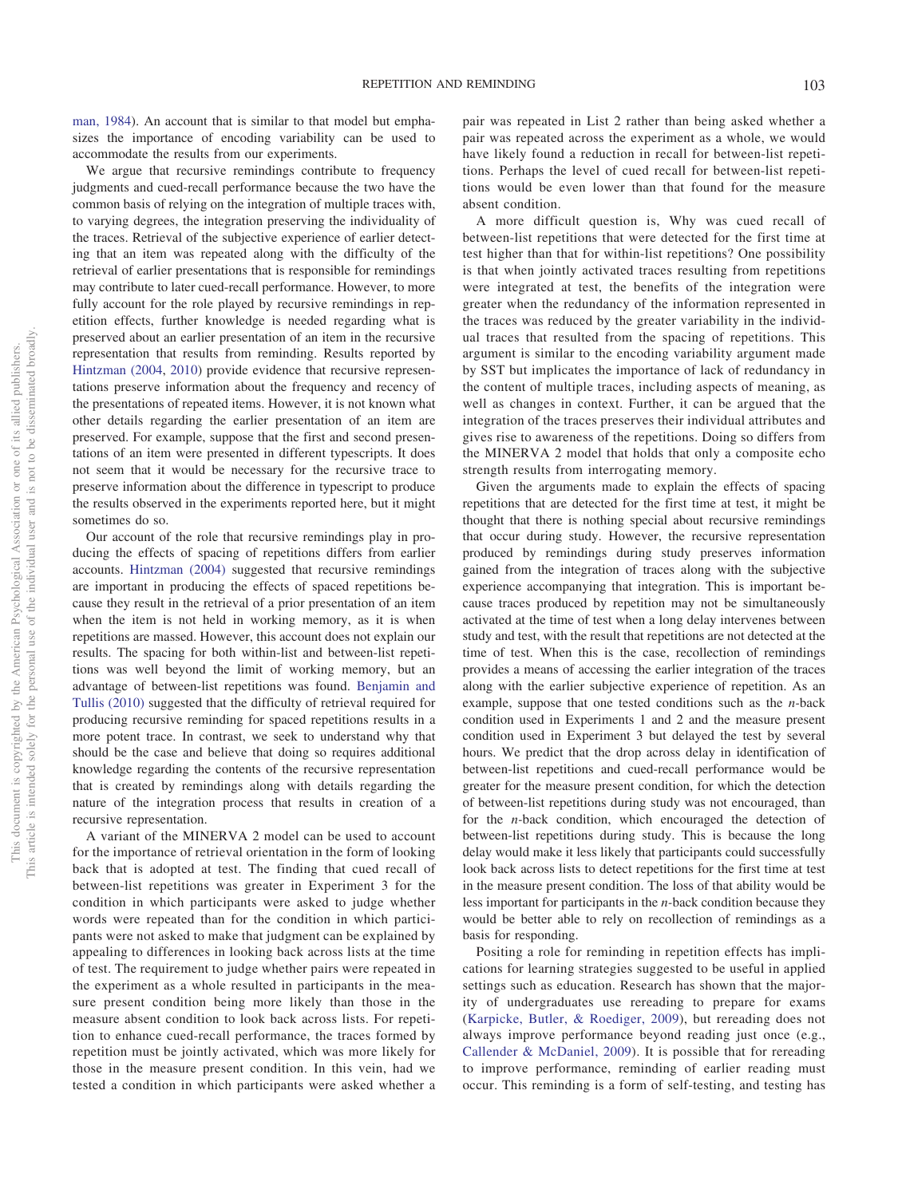man, 1984). An account that is similar to that model but emphasizes the importance of encoding variability can be used to accommodate the results from our experiments.

We argue that recursive remindings contribute to frequency judgments and cued-recall performance because the two have the common basis of relying on the integration of multiple traces with, to varying degrees, the integration preserving the individuality of the traces. Retrieval of the subjective experience of earlier detecting that an item was repeated along with the difficulty of the retrieval of earlier presentations that is responsible for remindings may contribute to later cued-recall performance. However, to more fully account for the role played by recursive remindings in repetition effects, further knowledge is needed regarding what is preserved about an earlier presentation of an item in the recursive representation that results from reminding. Results reported by Hintzman (2004, 2010) provide evidence that recursive representations preserve information about the frequency and recency of the presentations of repeated items. However, it is not known what other details regarding the earlier presentation of an item are preserved. For example, suppose that the first and second presentations of an item were presented in different typescripts. It does not seem that it would be necessary for the recursive trace to preserve information about the difference in typescript to produce the results observed in the experiments reported here, but it might sometimes do so.

Our account of the role that recursive remindings play in producing the effects of spacing of repetitions differs from earlier accounts. Hintzman (2004) suggested that recursive remindings are important in producing the effects of spaced repetitions because they result in the retrieval of a prior presentation of an item when the item is not held in working memory, as it is when repetitions are massed. However, this account does not explain our results. The spacing for both within-list and between-list repetitions was well beyond the limit of working memory, but an advantage of between-list repetitions was found. Benjamin and Tullis (2010) suggested that the difficulty of retrieval required for producing recursive reminding for spaced repetitions results in a more potent trace. In contrast, we seek to understand why that should be the case and believe that doing so requires additional knowledge regarding the contents of the recursive representation that is created by remindings along with details regarding the nature of the integration process that results in creation of a recursive representation.

A variant of the MINERVA 2 model can be used to account for the importance of retrieval orientation in the form of looking back that is adopted at test. The finding that cued recall of between-list repetitions was greater in Experiment 3 for the condition in which participants were asked to judge whether words were repeated than for the condition in which participants were not asked to make that judgment can be explained by appealing to differences in looking back across lists at the time of test. The requirement to judge whether pairs were repeated in the experiment as a whole resulted in participants in the measure present condition being more likely than those in the measure absent condition to look back across lists. For repetition to enhance cued-recall performance, the traces formed by repetition must be jointly activated, which was more likely for those in the measure present condition. In this vein, had we tested a condition in which participants were asked whether a pair was repeated in List 2 rather than being asked whether a pair was repeated across the experiment as a whole, we would have likely found a reduction in recall for between-list repetitions. Perhaps the level of cued recall for between-list repetitions would be even lower than that found for the measure absent condition.

A more difficult question is, Why was cued recall of between-list repetitions that were detected for the first time at test higher than that for within-list repetitions? One possibility is that when jointly activated traces resulting from repetitions were integrated at test, the benefits of the integration were greater when the redundancy of the information represented in the traces was reduced by the greater variability in the individual traces that resulted from the spacing of repetitions. This argument is similar to the encoding variability argument made by SST but implicates the importance of lack of redundancy in the content of multiple traces, including aspects of meaning, as well as changes in context. Further, it can be argued that the integration of the traces preserves their individual attributes and gives rise to awareness of the repetitions. Doing so differs from the MINERVA 2 model that holds that only a composite echo strength results from interrogating memory.

Given the arguments made to explain the effects of spacing repetitions that are detected for the first time at test, it might be thought that there is nothing special about recursive remindings that occur during study. However, the recursive representation produced by remindings during study preserves information gained from the integration of traces along with the subjective experience accompanying that integration. This is important because traces produced by repetition may not be simultaneously activated at the time of test when a long delay intervenes between study and test, with the result that repetitions are not detected at the time of test. When this is the case, recollection of remindings provides a means of accessing the earlier integration of the traces along with the earlier subjective experience of repetition. As an example, suppose that one tested conditions such as the *n*-back condition used in Experiments 1 and 2 and the measure present condition used in Experiment 3 but delayed the test by several hours. We predict that the drop across delay in identification of between-list repetitions and cued-recall performance would be greater for the measure present condition, for which the detection of between-list repetitions during study was not encouraged, than for the *n*-back condition, which encouraged the detection of between-list repetitions during study. This is because the long delay would make it less likely that participants could successfully look back across lists to detect repetitions for the first time at test in the measure present condition. The loss of that ability would be less important for participants in the *n*-back condition because they would be better able to rely on recollection of remindings as a basis for responding.

Positing a role for reminding in repetition effects has implications for learning strategies suggested to be useful in applied settings such as education. Research has shown that the majority of undergraduates use rereading to prepare for exams (Karpicke, Butler, & Roediger, 2009), but rereading does not always improve performance beyond reading just once (e.g., Callender & McDaniel, 2009). It is possible that for rereading to improve performance, reminding of earlier reading must occur. This reminding is a form of self-testing, and testing has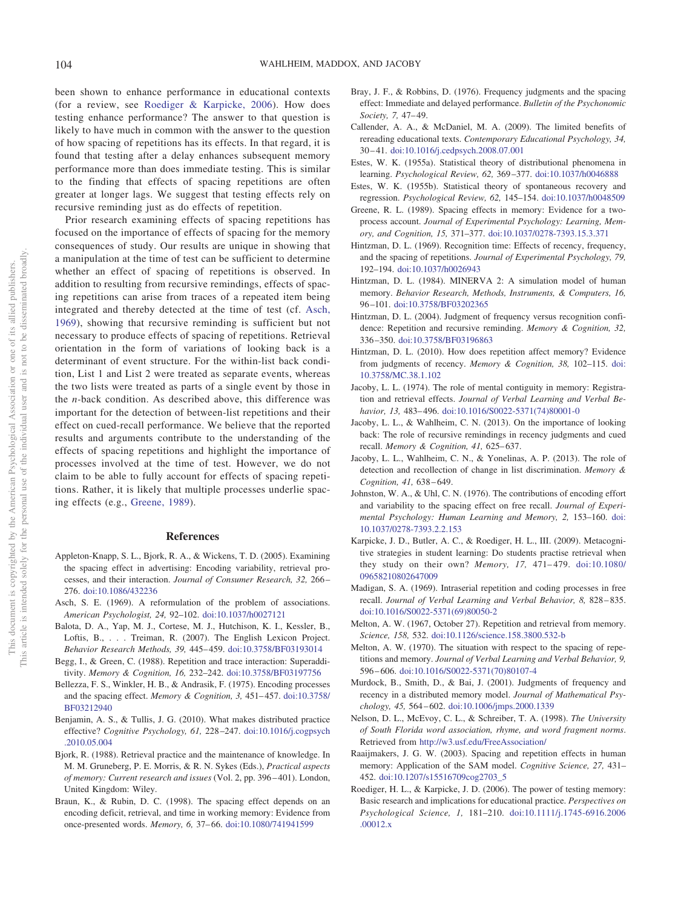been shown to enhance performance in educational contexts (for a review, see Roediger & Karpicke, 2006). How does testing enhance performance? The answer to that question is likely to have much in common with the answer to the question of how spacing of repetitions has its effects. In that regard, it is found that testing after a delay enhances subsequent memory performance more than does immediate testing. This is similar to the finding that effects of spacing repetitions are often greater at longer lags. We suggest that testing effects rely on recursive reminding just as do effects of repetition.

Prior research examining effects of spacing repetitions has focused on the importance of effects of spacing for the memory consequences of study. Our results are unique in showing that a manipulation at the time of test can be sufficient to determine whether an effect of spacing of repetitions is observed. In addition to resulting from recursive remindings, effects of spacing repetitions can arise from traces of a repeated item being integrated and thereby detected at the time of test (cf. Asch, 1969), showing that recursive reminding is sufficient but not necessary to produce effects of spacing of repetitions. Retrieval orientation in the form of variations of looking back is a determinant of event structure. For the within-list back condition, List 1 and List 2 were treated as separate events, whereas the two lists were treated as parts of a single event by those in the *n*-back condition. As described above, this difference was important for the detection of between-list repetitions and their effect on cued-recall performance. We believe that the reported results and arguments contribute to the understanding of the effects of spacing repetitions and highlight the importance of processes involved at the time of test. However, we do not claim to be able to fully account for effects of spacing repetitions. Rather, it is likely that multiple processes underlie spacing effects (e.g., Greene, 1989).

## References

Appleton-Knapp, S. L., Bjork, R. A., & Wickens, T. D. (2005). Examining the spacing effect in advertising: Encoding variability, retrieval processes, and their interaction. *Journal of Consumer Research, 32,* 266–276. doi:10.1086/432236

Asch, S. E. (1969). A reformulation of the problem of associations. *American Psychologist, 24,* 92–102. doi:10.1037/h0027121

Balota, D. A., Yap, M. J., Cortese, M. J., Hutchison, K. I., Kessler, B., Loftis, B., . . . Treiman, R. (2007). The English Lexicon Project. *Behavior Research Methods, 39,* 445–459. doi:10.3758/BF03193014

Begg, I., & Green, C. (1988). Repetition and trace interaction: Superadditivity. *Memory & Cognition, 16,* 232–242. doi:10.3758/BF03197756

Bellezza, F. S., Winkler, H. B., & Andrasik, F. (1975). Encoding processes and the spacing effect. *Memory & Cognition, 3,* 451–457. doi:10.3758/BF03212940

Benjamin, A. S., & Tullis, J. G. (2010). What makes distributed practice effective? *Cognitive Psychology, 61,* 228–247. doi:10.1016/j.cogpsych.2010.05.004

Bjork, R. (1988). Retrieval practice and the maintenance of knowledge. In M. M. Gruneberg, P. E. Morris, & R. N. Sykes (Eds.), *Practical aspects of memory: Current research and issues* (Vol. 2, pp. 396–401). London, United Kingdom: Wiley.

Braun, K., & Rubin, D. C. (1998). The spacing effect depends on an encoding deficit, retrieval, and time in working memory: Evidence from once-presented words. *Memory, 6,* 37–66. doi:10.1080/741941599

Bray, J. F., & Robbins, D. (1976). Frequency judgments and the spacing effect: Immediate and delayed performance. *Bulletin of the Psychonomic Society, 7,* 47–49.

Callender, A. A., & McDaniel, M. A. (2009). The limited benefits of rereading educational texts. *Contemporary Educational Psychology, 34,* 30–41. doi:10.1016/j.cedpsych.2008.07.001

Estes, W. K. (1955a). Statistical theory of distributional phenomena in learning. *Psychological Review, 62,* 369–377. doi:10.1037/h0046888

Estes, W. K. (1955b). Statistical theory of spontaneous recovery and regression. *Psychological Review, 62,* 145–154. doi:10.1037/h0048509

Greene, R. L. (1989). Spacing effects in memory: Evidence for a two-process account. *Journal of Experimental Psychology: Learning, Memory, and Cognition, 15,* 371–377. doi:10.1037/0278-7393.15.3.371

Hintzman, D. L. (1969). Recognition time: Effects of recency, frequency, and the spacing of repetitions. *Journal of Experimental Psychology, 79,* 192–194. doi:10.1037/h0026943

Hintzman, D. L. (1984). MINERVA 2: A simulation model of human memory. *Behavior Research, Methods, Instruments, & Computers, 16,* 96–101. doi:10.3758/BF03202365

Hintzman, D. L. (2004). Judgment of frequency versus recognition confidence: Repetition and recursive reminding. *Memory & Cognition, 32,* 336–350. doi:10.3758/BF03196863

Hintzman, D. L. (2010). How does repetition affect memory? Evidence from judgments of recency. *Memory & Cognition, 38,* 102–115. doi:10.3758/MC.38.1.102

Jacoby, L. L. (1974). The role of mental contiguity in memory: Registration and retrieval effects. *Journal of Verbal Learning and Verbal Behavior, 13,* 483–496. doi:10.1016/S0022-5371(74)80001-0

Jacoby, L. L., & Wahlheim, C. N. (2013). On the importance of looking back: The role of recursive remindings in recency judgments and cued recall. *Memory & Cognition, 41,* 625–637.

Jacoby, L. L., Wahlheim, C. N., & Yonelinas, A. P. (2013). The role of detection and recollection of change in list discrimination. *Memory & Cognition, 41,* 638–649.

Johnston, W. A., & Uhl, C. N. (1976). The contributions of encoding effort and variability to the spacing effect on free recall. *Journal of Experimental Psychology: Human Learning and Memory, 2,* 153–160. doi:10.1037/0278-7393.2.2.153

Karpicke, J. D., Butler, A. C., & Roediger, H. L., III. (2009). Metacognitive strategies in student learning: Do students practise retrieval when they study on their own? *Memory, 17,* 471–479. doi:10.1080/09658210802647009

Madigan, S. A. (1969). Intraserial repetition and coding processes in free recall. *Journal of Verbal Learning and Verbal Behavior, 8,* 828–835. doi:10.1016/S0022-5371(69)80050-2

Melton, A. W. (1967, October 27). Repetition and retrieval from memory. *Science, 158,* 532. doi:10.1126/science.158.3800.532-b

Melton, A. W. (1970). The situation with respect to the spacing of repetitions and memory. *Journal of Verbal Learning and Verbal Behavior, 9,* 596–606. doi:10.1016/S0022-5371(70)80107-4

Murdock, B., Smith, D., & Bai, J. (2001). Judgments of frequency and recency in a distributed memory model. *Journal of Mathematical Psychology, 45,* 564–602. doi:10.1006/jmps.2000.1339

Nelson, D. L., McEvoy, C. L., & Schreiber, T. A. (1998). *The University of South Florida word association, rhyme, and word fragment norms*. Retrieved from http://w3.usf.edu/FreeAssociation/

Raaijmakers, J. G. W. (2003). Spacing and repetition effects in human memory: Application of the SAM model. *Cognitive Science, 27,* 431–452. doi:10.1207/s15516709cog2703_5

Roediger, H. L., & Karpicke, J. D. (2006). The power of testing memory: Basic research and implications for educational practice. *Perspectives on Psychological Science, 1,* 181–210. doi:10.1111/j.1745-6916.2006.00012.x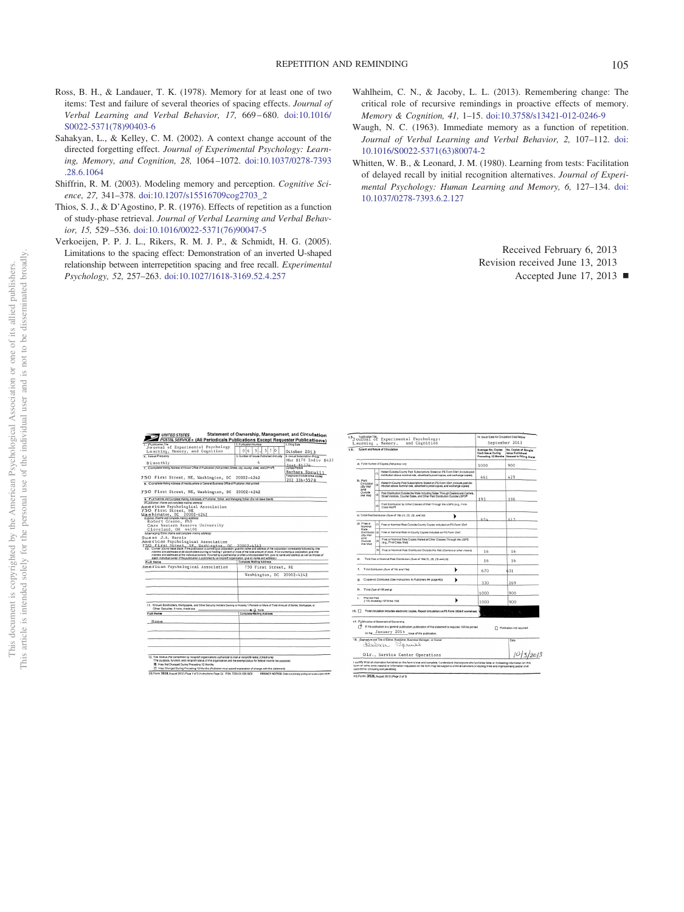Ross, B. H., & Landauer, T. K. (1978). Memory for at least one of two items: Test and failure of several theories of spacing effects. *Journal of Verbal Learning and Verbal Behavior, 17,* 669–680. doi:10.1016/S0022-5371(78)90403-6

Sahakyan, L., & Kelley, C. M. (2002). A context change account of the directed forgetting effect. *Journal of Experimental Psychology: Learning, Memory, and Cognition, 28,* 1064–1072. doi:10.1037/0278-7393.28.6.1064

Shiffrin, R. M. (2003). Modeling memory and perception. *Cognitive Science, 27,* 341–378. doi:10.1207/s15516709cog2703_2

Thios, S. J., & D'Agostino, P. R. (1976). Effects of repetition as a function of study-phase retrieval. *Journal of Verbal Learning and Verbal Behavior, 15,* 529–536. doi:10.1016/0022-5371(76)90047-5

Verkoeijen, P. P. J. L., Rikers, R. M. J. P., & Schmidt, H. G. (2005). Limitations to the spacing effect: Demonstration of an inverted U-shaped relationship between interrepetition spacing and free recall. *Experimental Psychology, 52,* 257–263. doi:10.1027/1618-3169.52.4.257

Wahlheim, C. N., & Jacoby, L. L. (2013). Remembering change: The critical role of recursive remindings in proactive effects of memory. *Memory & Cognition, 41,* 1–15. doi:10.3758/s13421-012-0246-9

Waugh, N. C. (1963). Immediate memory as a function of repetition. *Journal of Verbal Learning and Verbal Behavior, 2,* 107–112. doi:10.1016/S0022-5371(63)80074-2

Whitten, W. B., & Leonard, J. M. (1980). Learning from tests: Facilitation of delayed recall by initial recognition alternatives. *Journal of Experimental Psychology: Human Learning and Memory, 6,* 127–134. doi:10.1037/0278-7393.6.2.127

Received February 6, 2013
Revision received June 13, 2013
Accepted June 17, 2013 ■

**UNITED STATES POSTAL SERVICE® Statement of Ownership, Management, and Circulation (All Periodicals Publications Except Requester Publications)**

1. Publication Title: Journal of Experimental Psychology: Learning, Memory, and Cognition
2. Publication Number: 065-510
3. Filing Date: October 2013
4. Issue Frequency: Bimonthly
5. Number of Issues Published Annually: 6
6. Annual Subscription Price: Mbr $178 Indiv $433 Inst $1174
7. Complete Mailing Address of Known Office of Publication: 750 First Street, NE, Washington, DC 20002-4242 — Contact Person: Barbara Spruill — Telephone: 202 336-5578
8. Complete Mailing Address of Headquarters or General Business Office of Publisher: 750 First Street, NE, Washington, DC 20002-4242
9. Full Names and Complete Mailing Addresses of Publisher, Editor, and Managing Editor:
   - Publisher: American Psychological Association, 750 First Street, NE, Washington, DC 20002-4242
   - Editor: Robert Greene, PhD, Case Western Reserve University, Cleveland, OH 44106
   - Managing Editor: Susan J.A. Harris, American Psychological Association, 750 First Street, NE, Washington, DC 20002-4242
10. Owner: American Psychological Association — 750 First Street, NE, Washington, DC 20002-4242
11. Known Bondholders, Mortgagees, and Other Security Holders Owning or Holding 1 Percent or More of Total Amount of Bonds, Mortgages, or Other Securities: None
12. Tax Status: Has Not Changed During Preceding 12 Months

13. Publication Title: Journal of Experimental Psychology: Learning, Memory, and Cognition
14. Issue Date for Circulation Data Below: September 2013

| 15. Extent and Nature of Circulation | Average No. Copies Each Issue During Preceding 12 Months | No. Copies of Single Issue Published Nearest to Filing Date |
|---|---|---|
| a. Total Number of Copies (Net press run) | 1000 | 900 |
| b. (1) Mailed Outside-County Paid Subscriptions Stated on PS Form 3541 | 461 | 429 |
| b. (2) Mailed In-County Paid Subscriptions Stated on PS Form 3541 | | |
| b. (3) Paid Distribution Outside the Mails Including Sales Through Dealers and Carriers, Street Vendors, Counter Sales, and Other Paid Distribution Outside USPS | 193 | 186 |
| b. (4) Paid Distribution by Other Classes of Mail Through the USPS | | |
| c. Total Paid Distribution (Sum of 15b (1), (2), (3), and (4)) | 654 | 615 |
| d. (1) Free or Nominal Rate Outside-County Copies included on PS Form 3541 | | |
| d. (2) Free or Nominal Rate In-County Copies Included on PS Form 3541 | | |
| d. (3) Free or Nominal Rate Copies Mailed at Other Classes Through the USPS | | |
| d. (4) Free or Nominal Rate Distribution Outside the Mail | 16 | 16 |
| e. Total Free or Nominal Rate Distribution (Sum of 15d (1), (2), (3) and (4)) | 16 | 16 |
| f. Total Distribution (Sum of 15c and 15e) | 670 | 631 |
| g. Copies not Distributed | 330 | 269 |
| h. Total (Sum of 15f and g) | 1000 | 900 |
| i. Percent Paid (15c divided by 15f times 100) | 1000 | 900 |

16. Total circulation includes electronic copies. Report circulation on PS Form 3526-X worksheet.
17. Publication of Statement of Ownership: If the publication is a general publication, publication of this statement is required. Will be printed in the January 2014 issue of this publication.
18. Signature and Title of Editor, Publisher, Business Manager, or Owner: Dir., Service Center Operations — Date: 10/3/2013